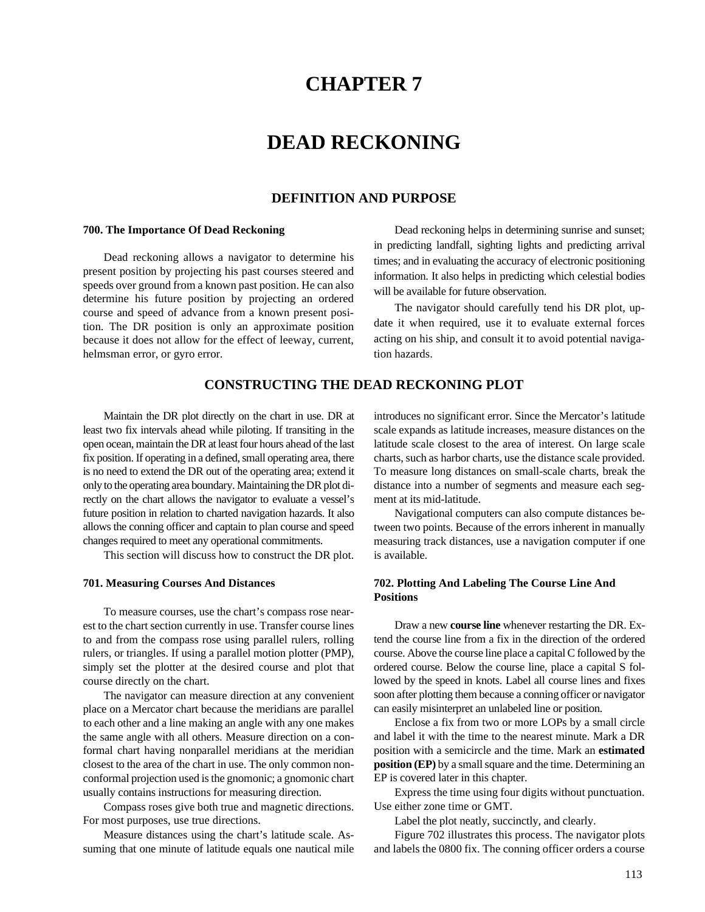# CHAPTER 7

# DEAD RECKONING

## DEFINITION AND PURPOSE

### 700. The Importance Of Dead Reckoning

Dead reckoning allows a navigator to determine his present position by projecting his past courses steered and speeds over ground from a known past position. He can also determine his future position by projecting an ordered course and speed of advance from a known present position. The DR position is only an approximate position because it does not allow for the effect of leeway, current, helmsman error, or gyro error.

Dead reckoning helps in determining sunrise and sunset; in predicting landfall, sighting lights and predicting arrival times; and in evaluating the accuracy of electronic positioning information. It also helps in predicting which celestial bodies will be available for future observation.

The navigator should carefully tend his DR plot, update it when required, use it to evaluate external forces acting on his ship, and consult it to avoid potential navigation hazards.

## CONSTRUCTING THE DEAD RECKONING PLOT

Maintain the DR plot directly on the chart in use. DR at least two fix intervals ahead while piloting. If transiting in the open ocean, maintain the DR at least four hours ahead of the last fix position. If operating in a defined, small operating area, there is no need to extend the DR out of the operating area; extend it only to the operating area boundary. Maintaining the DR plot directly on the chart allows the navigator to evaluate a vessel's future position in relation to charted navigation hazards. It also allows the conning officer and captain to plan course and speed changes required to meet any operational commitments.

This section will discuss how to construct the DR plot.

### 701. Measuring Courses And Distances

To measure courses, use the chart's compass rose nearest to the chart section currently in use. Transfer course lines to and from the compass rose using parallel rulers, rolling rulers, or triangles. If using a parallel motion plotter (PMP), simply set the plotter at the desired course and plot that course directly on the chart.

The navigator can measure direction at any convenient place on a Mercator chart because the meridians are parallel to each other and a line making an angle with any one makes the same angle with all others. Measure direction on a conformal chart having nonparallel meridians at the meridian closest to the area of the chart in use. The only common nonconformal projection used is the gnomonic; a gnomonic chart usually contains instructions for measuring direction.

Compass roses give both true and magnetic directions. For most purposes, use true directions.

Measure distances using the chart's latitude scale. Assuming that one minute of latitude equals one nautical mile introduces no significant error. Since the Mercator's latitude scale expands as latitude increases, measure distances on the latitude scale closest to the area of interest. On large scale charts, such as harbor charts, use the distance scale provided. To measure long distances on small-scale charts, break the distance into a number of segments and measure each segment at its mid-latitude.

Navigational computers can also compute distances between two points. Because of the errors inherent in manually measuring track distances, use a navigation computer if one is available.

### 702. Plotting And Labeling The Course Line And Positions

Draw a new **course line** whenever restarting the DR. Extend the course line from a fix in the direction of the ordered course. Above the course line place a capital C followed by the ordered course. Below the course line, place a capital S followed by the speed in knots. Label all course lines and fixes soon after plotting them because a conning officer or navigator can easily misinterpret an unlabeled line or position.

Enclose a fix from two or more LOPs by a small circle and label it with the time to the nearest minute. Mark a DR position with a semicircle and the time. Mark an **estimated position (EP)** by a small square and the time. Determining an EP is covered later in this chapter.

Express the time using four digits without punctuation. Use either zone time or GMT.

Label the plot neatly, succinctly, and clearly.

Figure 702 illustrates this process. The navigator plots and labels the 0800 fix. The conning officer orders a course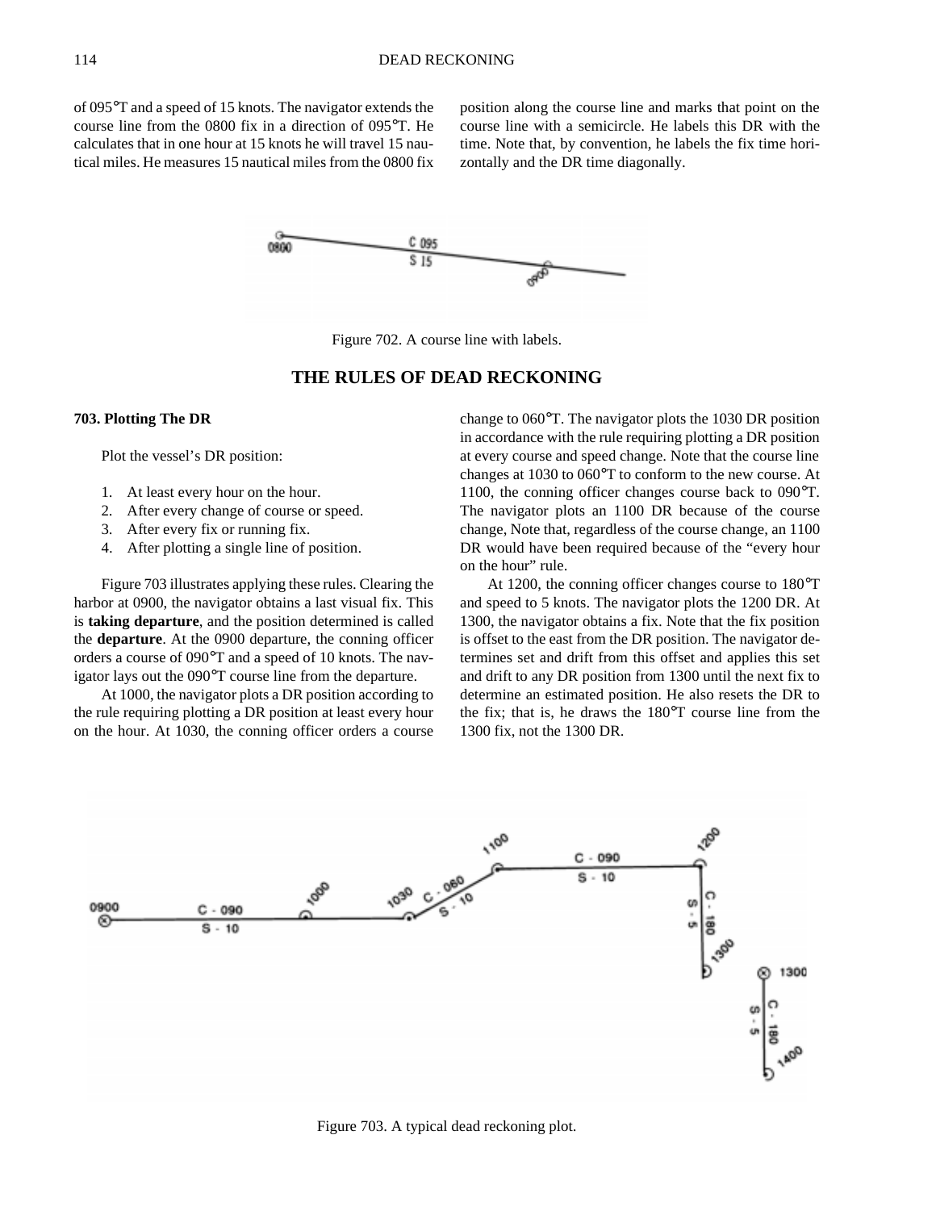of 095°T and a speed of 15 knots. The navigator extends the course line from the 0800 fix in a direction of 095°T. He calculates that in one hour at 15 knots he will travel 15 nautical miles. He measures 15 nautical miles from the 0800 fix position along the course line and marks that point on the course line with a semicircle. He labels this DR with the time. Note that, by convention, he labels the fix time horizontally and the DR time diagonally.

Figure 702. A course line with labels.

## THE RULES OF DEAD RECKONING

### 703. Plotting The DR

Plot the vessel's DR position:

1. At least every hour on the hour.
2. After every change of course or speed.
3. After every fix or running fix.
4. After plotting a single line of position.

Figure 703 illustrates applying these rules. Clearing the harbor at 0900, the navigator obtains a last visual fix. This is **taking departure**, and the position determined is called the **departure**. At the 0900 departure, the conning officer orders a course of 090°T and a speed of 10 knots. The navigator lays out the 090°T course line from the departure.

At 1000, the navigator plots a DR position according to the rule requiring plotting a DR position at least every hour on the hour. At 1030, the conning officer orders a course change to 060°T. The navigator plots the 1030 DR position in accordance with the rule requiring plotting a DR position at every course and speed change. Note that the course line changes at 1030 to 060°T to conform to the new course. At 1100, the conning officer changes course back to 090°T. The navigator plots an 1100 DR because of the course change, Note that, regardless of the course change, an 1100 DR would have been required because of the "every hour on the hour" rule.

At 1200, the conning officer changes course to 180°T and speed to 5 knots. The navigator plots the 1200 DR. At 1300, the navigator obtains a fix. Note that the fix position is offset to the east from the DR position. The navigator determines set and drift from this offset and applies this set and drift to any DR position from 1300 until the next fix to determine an estimated position. He also resets the DR to the fix; that is, he draws the 180°T course line from the 1300 fix, not the 1300 DR.

Figure 703. A typical dead reckoning plot.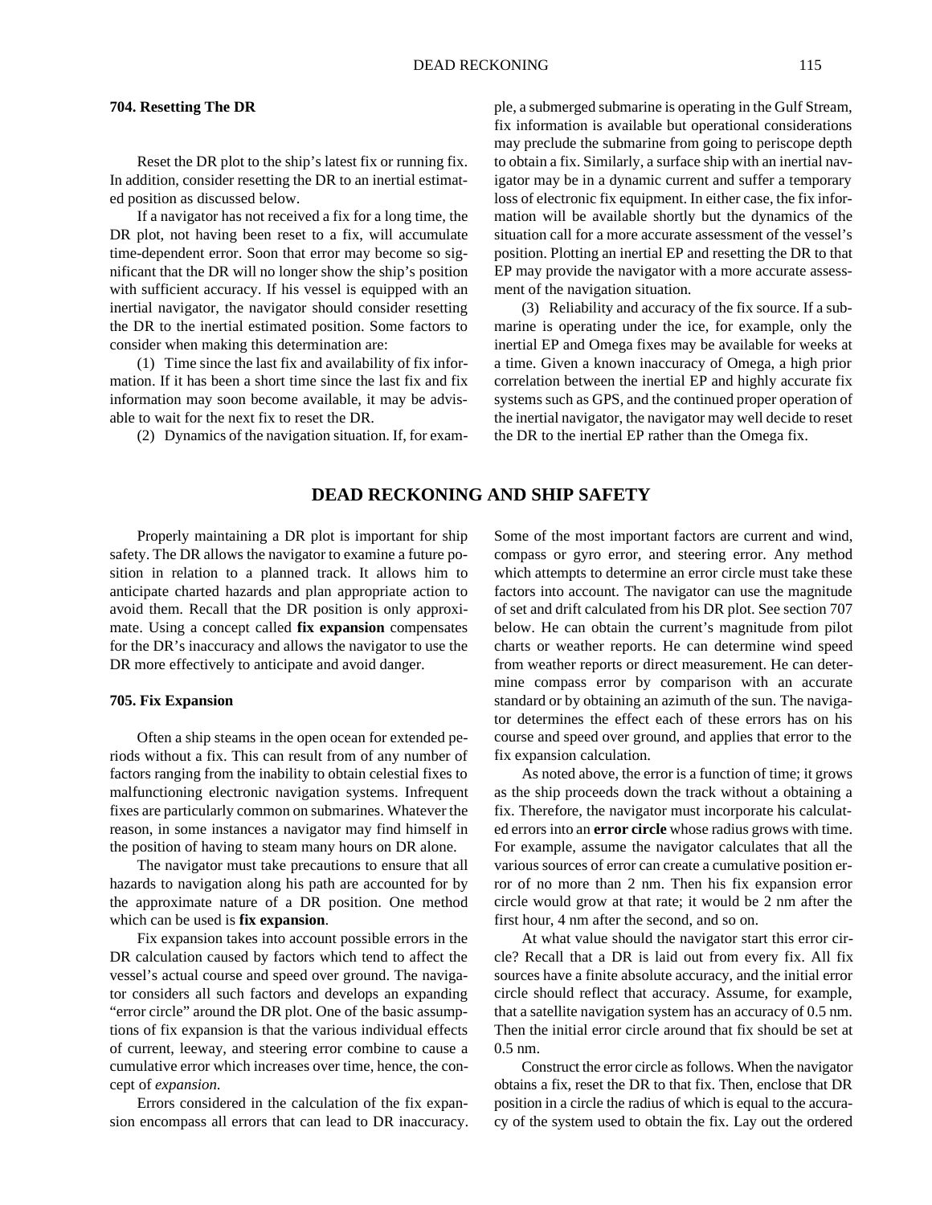### 704. Resetting The DR

Reset the DR plot to the ship's latest fix or running fix. In addition, consider resetting the DR to an inertial estimated position as discussed below.

If a navigator has not received a fix for a long time, the DR plot, not having been reset to a fix, will accumulate time-dependent error. Soon that error may become so significant that the DR will no longer show the ship's position with sufficient accuracy. If his vessel is equipped with an inertial navigator, the navigator should consider resetting the DR to the inertial estimated position. Some factors to consider when making this determination are:

(1) Time since the last fix and availability of fix information. If it has been a short time since the last fix and fix information may soon become available, it may be advisable to wait for the next fix to reset the DR.

(2) Dynamics of the navigation situation. If, for example, a submerged submarine is operating in the Gulf Stream, fix information is available but operational considerations may preclude the submarine from going to periscope depth to obtain a fix. Similarly, a surface ship with an inertial navigator may be in a dynamic current and suffer a temporary loss of electronic fix equipment. In either case, the fix information will be available shortly but the dynamics of the situation call for a more accurate assessment of the vessel's position. Plotting an inertial EP and resetting the DR to that EP may provide the navigator with a more accurate assessment of the navigation situation.

(3) Reliability and accuracy of the fix source. If a submarine is operating under the ice, for example, only the inertial EP and Omega fixes may be available for weeks at a time. Given a known inaccuracy of Omega, a high prior correlation between the inertial EP and highly accurate fix systems such as GPS, and the continued proper operation of the inertial navigator, the navigator may well decide to reset the DR to the inertial EP rather than the Omega fix.

## DEAD RECKONING AND SHIP SAFETY

Properly maintaining a DR plot is important for ship safety. The DR allows the navigator to examine a future position in relation to a planned track. It allows him to anticipate charted hazards and plan appropriate action to avoid them. Recall that the DR position is only approximate. Using a concept called **fix expansion** compensates for the DR's inaccuracy and allows the navigator to use the DR more effectively to anticipate and avoid danger.

### 705. Fix Expansion

Often a ship steams in the open ocean for extended periods without a fix. This can result from of any number of factors ranging from the inability to obtain celestial fixes to malfunctioning electronic navigation systems. Infrequent fixes are particularly common on submarines. Whatever the reason, in some instances a navigator may find himself in the position of having to steam many hours on DR alone.

The navigator must take precautions to ensure that all hazards to navigation along his path are accounted for by the approximate nature of a DR position. One method which can be used is **fix expansion**.

Fix expansion takes into account possible errors in the DR calculation caused by factors which tend to affect the vessel's actual course and speed over ground. The navigator considers all such factors and develops an expanding "error circle" around the DR plot. One of the basic assumptions of fix expansion is that the various individual effects of current, leeway, and steering error combine to cause a cumulative error which increases over time, hence, the concept of *expansion.*

Errors considered in the calculation of the fix expansion encompass all errors that can lead to DR inaccuracy. Some of the most important factors are current and wind, compass or gyro error, and steering error. Any method which attempts to determine an error circle must take these factors into account. The navigator can use the magnitude of set and drift calculated from his DR plot. See section 707 below. He can obtain the current's magnitude from pilot charts or weather reports. He can determine wind speed from weather reports or direct measurement. He can determine compass error by comparison with an accurate standard or by obtaining an azimuth of the sun. The navigator determines the effect each of these errors has on his course and speed over ground, and applies that error to the fix expansion calculation.

As noted above, the error is a function of time; it grows as the ship proceeds down the track without a obtaining a fix. Therefore, the navigator must incorporate his calculated errors into an **error circle** whose radius grows with time. For example, assume the navigator calculates that all the various sources of error can create a cumulative position error of no more than 2 nm. Then his fix expansion error circle would grow at that rate; it would be 2 nm after the first hour, 4 nm after the second, and so on.

At what value should the navigator start this error circle? Recall that a DR is laid out from every fix. All fix sources have a finite absolute accuracy, and the initial error circle should reflect that accuracy. Assume, for example, that a satellite navigation system has an accuracy of 0.5 nm. Then the initial error circle around that fix should be set at 0.5 nm.

Construct the error circle as follows. When the navigator obtains a fix, reset the DR to that fix. Then, enclose that DR position in a circle the radius of which is equal to the accuracy of the system used to obtain the fix. Lay out the ordered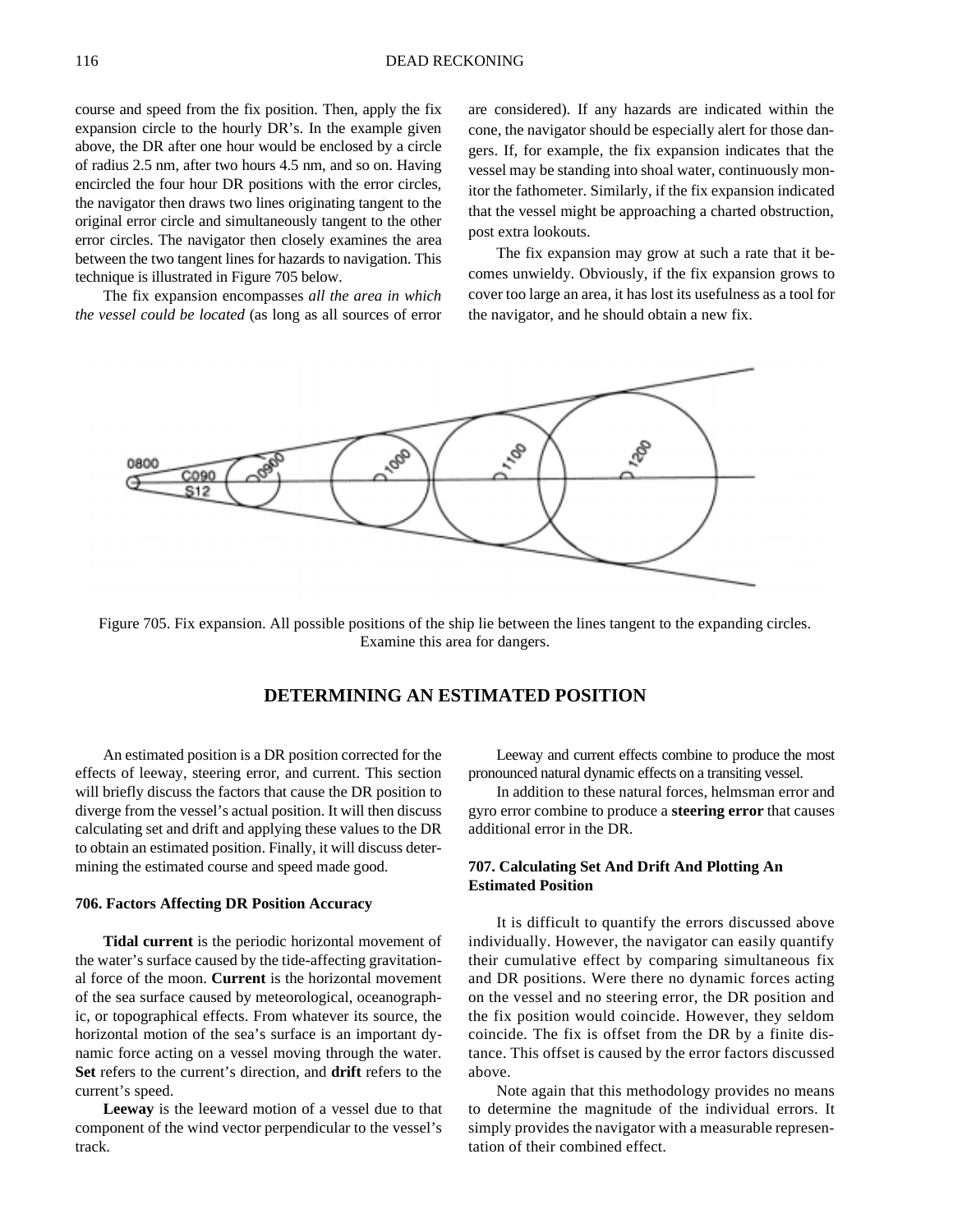course and speed from the fix position. Then, apply the fix expansion circle to the hourly DR's. In the example given above, the DR after one hour would be enclosed by a circle of radius 2.5 nm, after two hours 4.5 nm, and so on. Having encircled the four hour DR positions with the error circles, the navigator then draws two lines originating tangent to the original error circle and simultaneously tangent to the other error circles. The navigator then closely examines the area between the two tangent lines for hazards to navigation. This technique is illustrated in Figure 705 below.

The fix expansion encompasses *all the area in which the vessel could be located* (as long as all sources of error are considered). If any hazards are indicated within the cone, the navigator should be especially alert for those dangers. If, for example, the fix expansion indicates that the vessel may be standing into shoal water, continuously monitor the fathometer. Similarly, if the fix expansion indicated that the vessel might be approaching a charted obstruction, post extra lookouts.

The fix expansion may grow at such a rate that it becomes unwieldy. Obviously, if the fix expansion grows to cover too large an area, it has lost its usefulness as a tool for the navigator, and he should obtain a new fix.

0800
C090
S12
0900
1000
1100
1200

Figure 705. Fix expansion. All possible positions of the ship lie between the lines tangent to the expanding circles. Examine this area for dangers.

## DETERMINING AN ESTIMATED POSITION

An estimated position is a DR position corrected for the effects of leeway, steering error, and current. This section will briefly discuss the factors that cause the DR position to diverge from the vessel's actual position. It will then discuss calculating set and drift and applying these values to the DR to obtain an estimated position. Finally, it will discuss determining the estimated course and speed made good.

### 706. Factors Affecting DR Position Accuracy

**Tidal current** is the periodic horizontal movement of the water's surface caused by the tide-affecting gravitational force of the moon. **Current** is the horizontal movement of the sea surface caused by meteorological, oceanographic, or topographical effects. From whatever its source, the horizontal motion of the sea's surface is an important dynamic force acting on a vessel moving through the water. **Set** refers to the current's direction, and **drift** refers to the current's speed.

**Leeway** is the leeward motion of a vessel due to that component of the wind vector perpendicular to the vessel's track.

Leeway and current effects combine to produce the most pronounced natural dynamic effects on a transiting vessel.

In addition to these natural forces, helmsman error and gyro error combine to produce a **steering error** that causes additional error in the DR.

### 707. Calculating Set And Drift And Plotting An Estimated Position

It is difficult to quantify the errors discussed above individually. However, the navigator can easily quantify their cumulative effect by comparing simultaneous fix and DR positions. Were there no dynamic forces acting on the vessel and no steering error, the DR position and the fix position would coincide. However, they seldom coincide. The fix is offset from the DR by a finite distance. This offset is caused by the error factors discussed above.

Note again that this methodology provides no means to determine the magnitude of the individual errors. It simply provides the navigator with a measurable representation of their combined effect.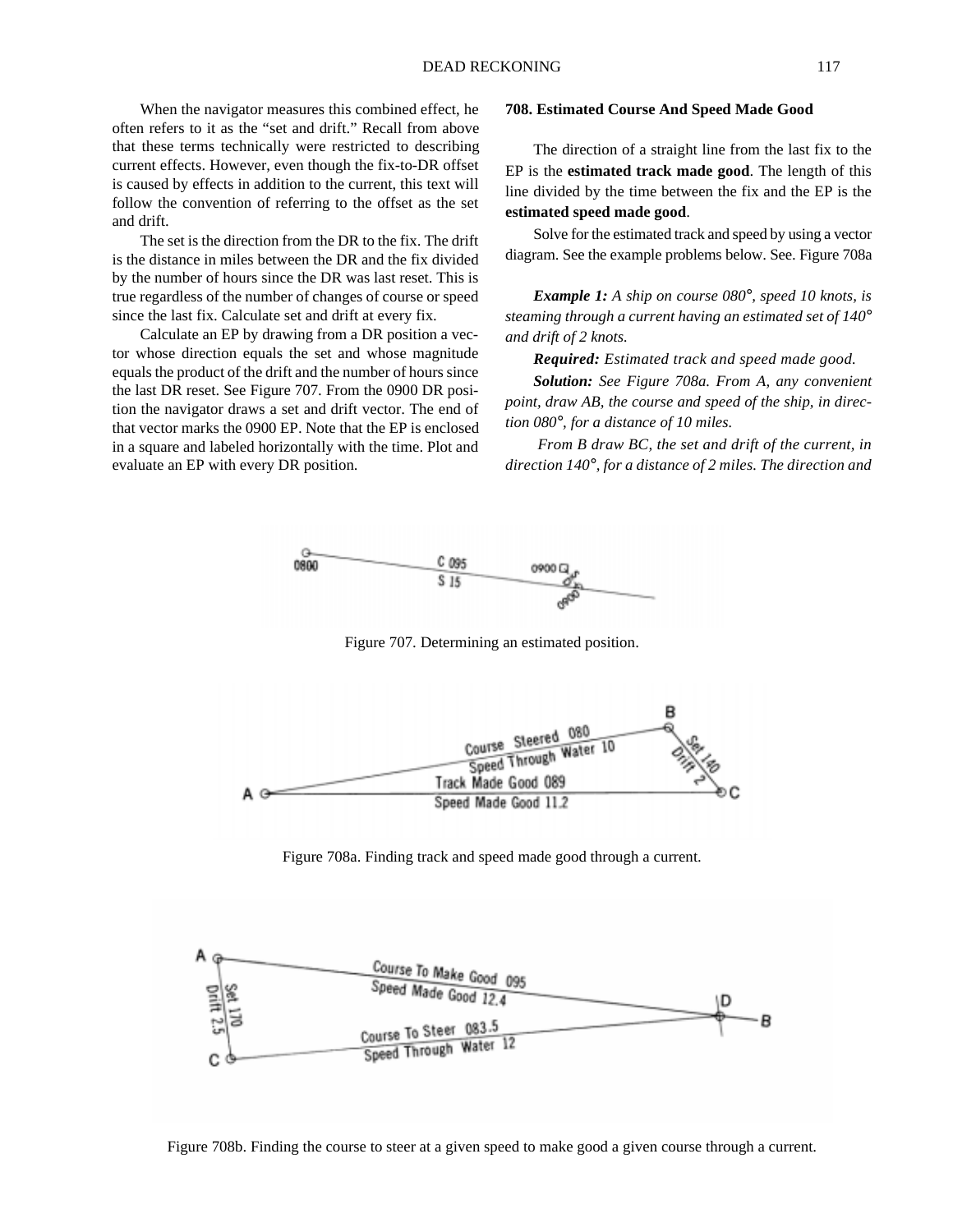When the navigator measures this combined effect, he often refers to it as the "set and drift." Recall from above that these terms technically were restricted to describing current effects. However, even though the fix-to-DR offset is caused by effects in addition to the current, this text will follow the convention of referring to the offset as the set and drift.

The set is the direction from the DR to the fix. The drift is the distance in miles between the DR and the fix divided by the number of hours since the DR was last reset. This is true regardless of the number of changes of course or speed since the last fix. Calculate set and drift at every fix.

Calculate an EP by drawing from a DR position a vector whose direction equals the set and whose magnitude equals the product of the drift and the number of hours since the last DR reset. See Figure 707. From the 0900 DR position the navigator draws a set and drift vector. The end of that vector marks the 0900 EP. Note that the EP is enclosed in a square and labeled horizontally with the time. Plot and evaluate an EP with every DR position.

### 708. Estimated Course And Speed Made Good

The direction of a straight line from the last fix to the EP is the **estimated track made good**. The length of this line divided by the time between the fix and the EP is the **estimated speed made good**.

Solve for the estimated track and speed by using a vector diagram. See the example problems below. See. Figure 708a

***Example 1:*** *A ship on course 080°, speed 10 knots, is steaming through a current having an estimated set of 140° and drift of 2 knots.*

***Required:*** *Estimated track and speed made good.*

***Solution:*** *See Figure 708a. From A, any convenient point, draw AB, the course and speed of the ship, in direction 080°, for a distance of 10 miles.*

*From B draw BC, the set and drift of the current, in direction 140°, for a distance of 2 miles. The direction and*

Figure 707. Determining an estimated position.

Figure 708a. Finding track and speed made good through a current.

Figure 708b. Finding the course to steer at a given speed to make good a given course through a current.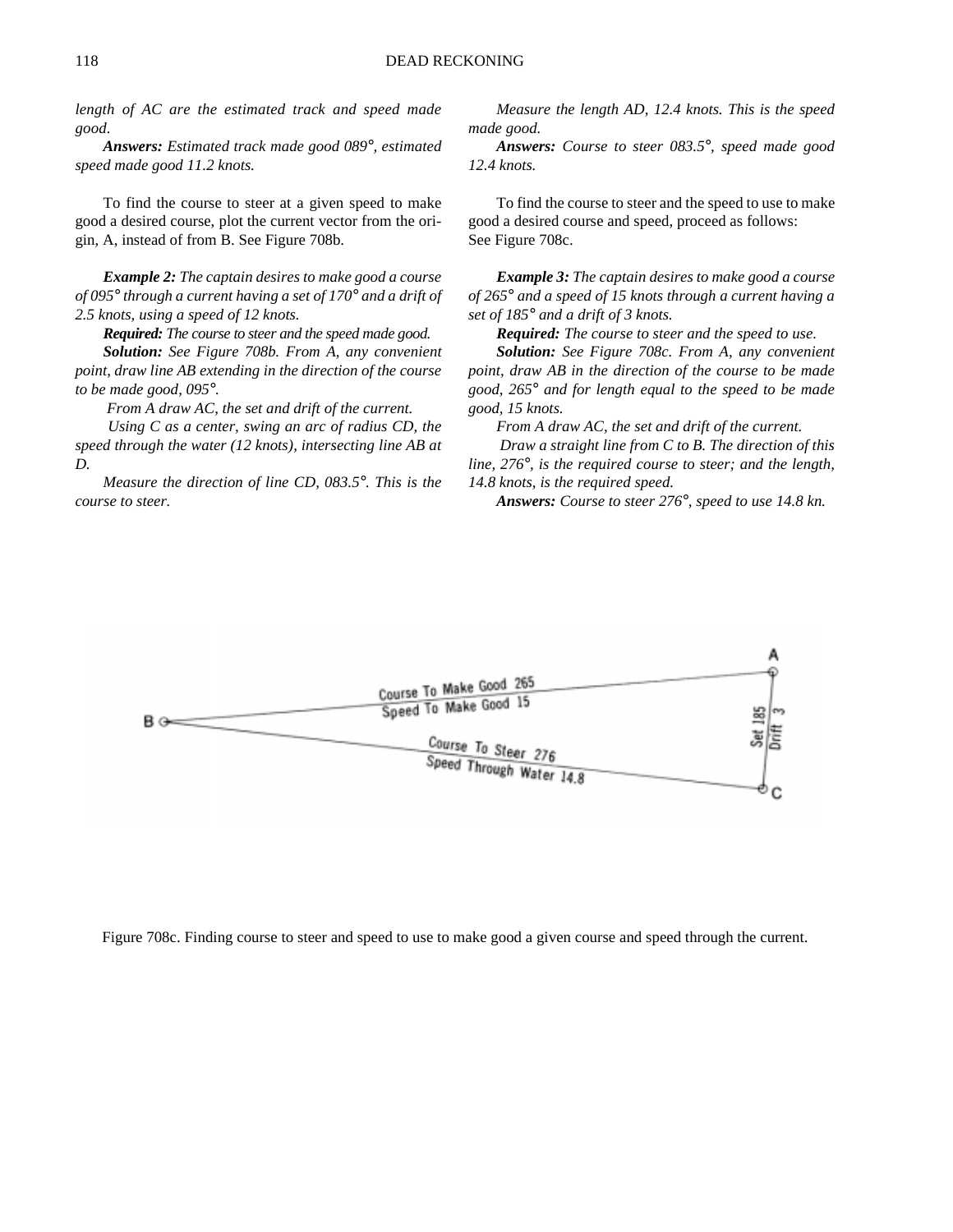*length of AC are the estimated track and speed made good.*

***Answers:*** *Estimated track made good 089°, estimated speed made good 11.2 knots.*

To find the course to steer at a given speed to make good a desired course, plot the current vector from the origin, A, instead of from B. See Figure 708b.

***Example 2:*** *The captain desires to make good a course of 095° through a current having a set of 170° and a drift of 2.5 knots, using a speed of 12 knots.*

***Required:*** *The course to steer and the speed made good.*

***Solution:*** *See Figure 708b. From A, any convenient point, draw line AB extending in the direction of the course to be made good, 095°.*

*From A draw AC, the set and drift of the current.*

*Using C as a center, swing an arc of radius CD, the speed through the water (12 knots), intersecting line AB at D.*

*Measure the direction of line CD, 083.5°. This is the course to steer.*

*Measure the length AD, 12.4 knots. This is the speed made good.*

***Answers:*** *Course to steer 083.5°, speed made good 12.4 knots.*

To find the course to steer and the speed to use to make good a desired course and speed, proceed as follows: See Figure 708c.

***Example 3:*** *The captain desires to make good a course of 265° and a speed of 15 knots through a current having a set of 185° and a drift of 3 knots.*

***Required:*** *The course to steer and the speed to use.*

***Solution:*** *See Figure 708c. From A, any convenient point, draw AB in the direction of the course to be made good, 265° and for length equal to the speed to be made good, 15 knots.*

*From A draw AC, the set and drift of the current.*

*Draw a straight line from C to B. The direction of this line, 276°, is the required course to steer; and the length, 14.8 knots, is the required speed.*

***Answers:*** *Course to steer 276°, speed to use 14.8 kn.*

A
B
C
Course To Make Good 265
Speed To Make Good 15
Course To Steer 276
Speed Through Water 14.8
Set 185
Drift 3

Figure 708c. Finding course to steer and speed to use to make good a given course and speed through the current.